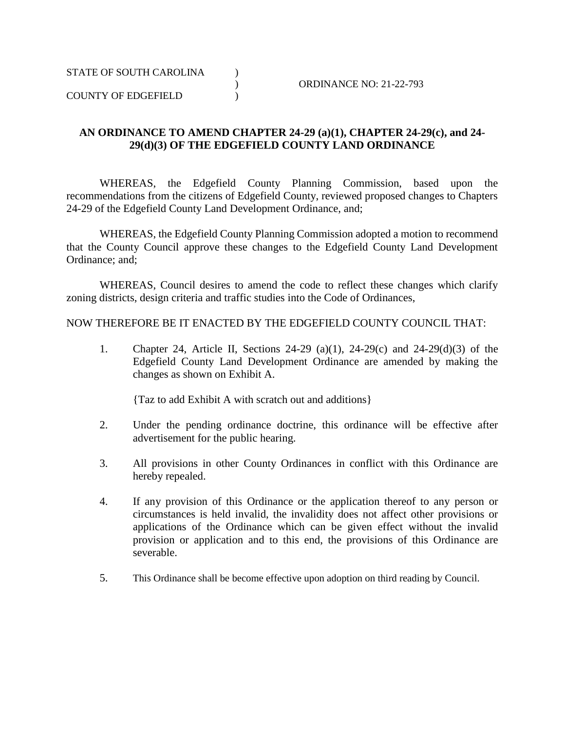STATE OF SOUTH CAROLINA )
) ORDINANCE NO: 21-22-793
COUNTY OF EDGEFIELD )

**AN ORDINANCE TO AMEND CHAPTER 24-29 (a)(1), CHAPTER 24-29(c), and 24-29(d)(3) OF THE EDGEFIELD COUNTY LAND ORDINANCE**

WHEREAS, the Edgefield County Planning Commission, based upon the recommendations from the citizens of Edgefield County, reviewed proposed changes to Chapters 24-29 of the Edgefield County Land Development Ordinance, and;

WHEREAS, the Edgefield County Planning Commission adopted a motion to recommend that the County Council approve these changes to the Edgefield County Land Development Ordinance; and;

WHEREAS, Council desires to amend the code to reflect these changes which clarify zoning districts, design criteria and traffic studies into the Code of Ordinances,

NOW THEREFORE BE IT ENACTED BY THE EDGEFIELD COUNTY COUNCIL THAT:

1. Chapter 24, Article II, Sections 24-29 (a)(1), 24-29(c) and 24-29(d)(3) of the Edgefield County Land Development Ordinance are amended by making the changes as shown on Exhibit A.

   {Taz to add Exhibit A with scratch out and additions}

2. Under the pending ordinance doctrine, this ordinance will be effective after advertisement for the public hearing.

3. All provisions in other County Ordinances in conflict with this Ordinance are hereby repealed.

4. If any provision of this Ordinance or the application thereof to any person or circumstances is held invalid, the invalidity does not affect other provisions or applications of the Ordinance which can be given effect without the invalid provision or application and to this end, the provisions of this Ordinance are severable.

5. This Ordinance shall be become effective upon adoption on third reading by Council.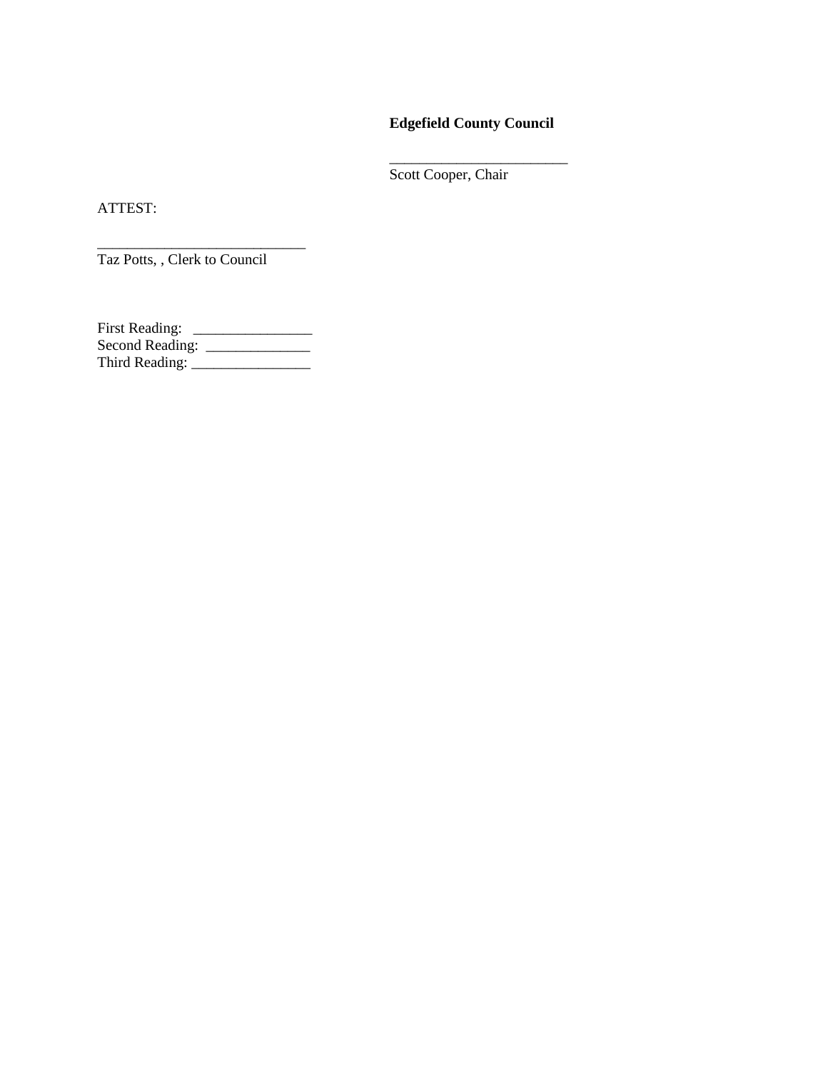**Edgefield County Council**

________________________
Scott Cooper, Chair

ATTEST:

____________________________
Taz Potts, , Clerk to Council

First Reading: ________________
Second Reading: ______________
Third Reading: ________________